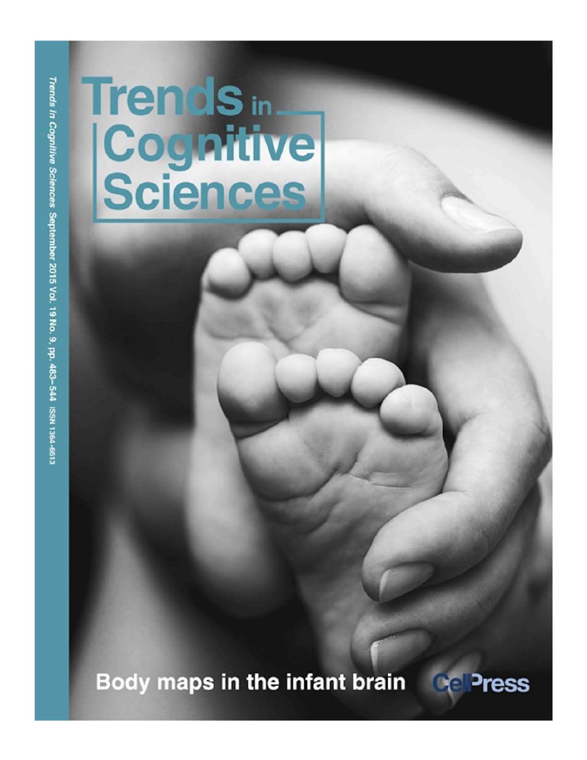# Trends in Cognitive Sciences

*Trends in Cognitive Sciences* September 2015 Vol. 19 No. 9, pp. 483–544 ISSN 1364-6613

**Body maps in the infant brain**

**CellPress**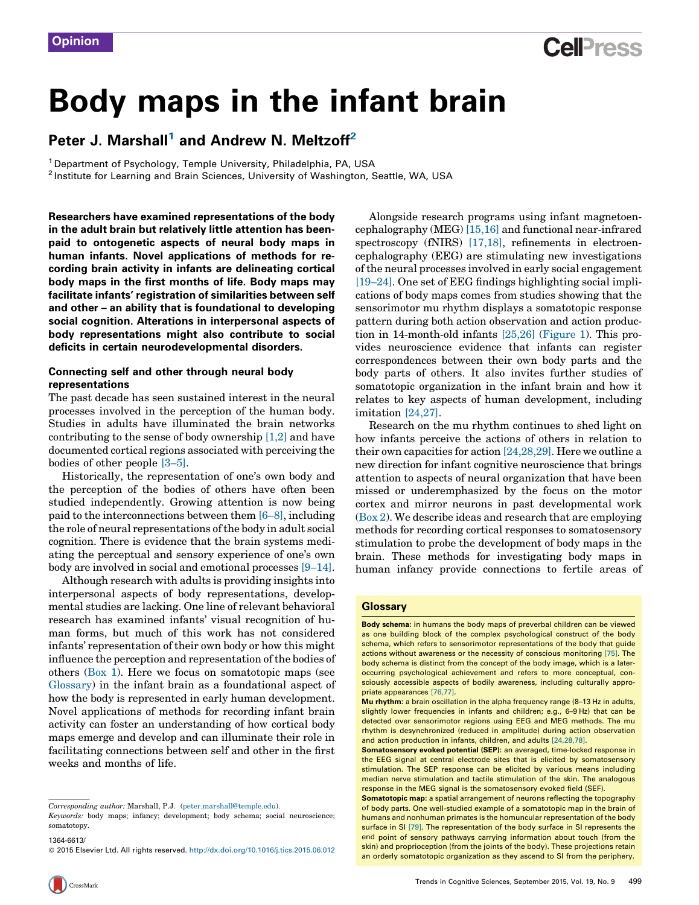Opinion

# Body maps in the infant brain

**Peter J. Marshall[1] and Andrew N. Meltzoff[2]**

[1] Department of Psychology, Temple University, Philadelphia, PA, USA
[2] Institute for Learning and Brain Sciences, University of Washington, Seattle, WA, USA

**Researchers have examined representations of the body in the adult brain but relatively little attention has been paid to ontogenetic aspects of neural body maps in human infants. Novel applications of methods for recording brain activity in infants are delineating cortical body maps in the first months of life. Body maps may facilitate infants' registration of similarities between self and other – an ability that is foundational to developing social cognition. Alterations in interpersonal aspects of body representations might also contribute to social deficits in certain neurodevelopmental disorders.**

## Connecting self and other through neural body representations

The past decade has seen sustained interest in the neural processes involved in the perception of the human body. Studies in adults have illuminated the brain networks contributing to the sense of body ownership [1,2] and have documented cortical regions associated with perceiving the bodies of other people [3–5].

Historically, the representation of one's own body and the perception of the bodies of others have often been studied independently. Growing attention is now being paid to the interconnections between them [6–8], including the role of neural representations of the body in adult social cognition. There is evidence that the brain systems mediating the perceptual and sensory experience of one's own body are involved in social and emotional processes [9–14].

Although research with adults is providing insights into interpersonal aspects of body representations, developmental studies are lacking. One line of relevant behavioral research has examined infants' visual recognition of human forms, but much of this work has not considered infants' representation of their own body or how this might influence the perception and representation of the bodies of others (Box 1). Here we focus on somatotopic maps (see Glossary) in the infant brain as a foundational aspect of how the body is represented in early human development. Novel applications of methods for recording infant brain activity can foster an understanding of how cortical body maps emerge and develop and can illuminate their role in facilitating connections between self and other in the first weeks and months of life.

Alongside research programs using infant magnetoencephalography (MEG) [15,16] and functional near-infrared spectroscopy (fNIRS) [17,18], refinements in electroencephalography (EEG) are stimulating new investigations of the neural processes involved in early social engagement [19–24]. One set of EEG findings highlighting social implications of body maps comes from studies showing that the sensorimotor mu rhythm displays a somatotopic response pattern during both action observation and action production in 14-month-old infants [25,26] (Figure 1). This provides neuroscience evidence that infants can register correspondences between their own body parts and the body parts of others. It also invites further studies of somatotopic organization in the infant brain and how it relates to key aspects of human development, including imitation [24,27].

Research on the mu rhythm continues to shed light on how infants perceive the actions of others in relation to their own capacities for action [24,28,29]. Here we outline a new direction for infant cognitive neuroscience that brings attention to aspects of neural organization that have been missed or underemphasized by the focus on the motor cortex and mirror neurons in past developmental work (Box 2). We describe ideas and research that are employing methods for recording cortical responses to somatosensory stimulation to probe the development of body maps in the brain. These methods for investigating body maps in human infancy provide connections to fertile areas of

### Glossary

**Body schema:** in humans the body maps of preverbal children can be viewed as one building block of the complex psychological construct of the body schema, which refers to sensorimotor representations of the body that guide actions without awareness or the necessity of conscious monitoring [75]. The body schema is distinct from the concept of the body image, which is a later-occurring psychological achievement and refers to more conceptual, consciously accessible aspects of bodily awareness, including culturally appropriate appearances [76,77].

**Mu rhythm:** a brain oscillation in the alpha frequency range (8–13 Hz in adults, slightly lower frequencies in infants and children; e.g., 6–9 Hz) that can be detected over sensorimotor regions using EEG and MEG methods. The mu rhythm is desynchronized (reduced in amplitude) during action observation and action production in infants, children, and adults [24,28,78].

**Somatosensory evoked potential (SEP):** an averaged, time-locked response in the EEG signal at central electrode sites that is elicited by somatosensory stimulation. The SEP response can be elicited by various means including median nerve stimulation and tactile stimulation of the skin. The analogous response in the MEG signal is the somatosensory evoked field (SEF).

**Somatotopic map:** a spatial arrangement of neurons reflecting the topography of body parts. One well-studied example of a somatotopic map in the brain of humans and nonhuman primates is the homuncular representation of the body surface in SI [79]. The representation of the body surface in SI represents the end point of sensory pathways carrying information about touch (from the skin) and proprioception (from the joints of the body). These projections retain an orderly somatotopic organization as they ascend to SI from the periphery.

*Corresponding author:* Marshall, P.J. (peter.marshall@temple.edu).
*Keywords:* body maps; infancy; development; body schema; social neuroscience; somatotopy.

1364-6613/
© 2015 Elsevier Ltd. All rights reserved. http://dx.doi.org/10.1016/j.tics.2015.06.012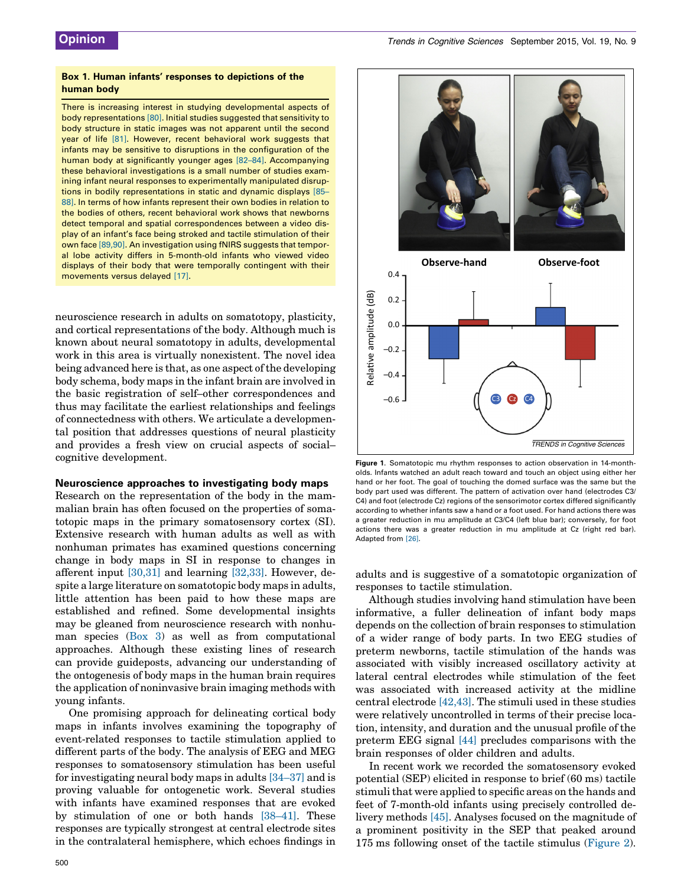**Box 1. Human infants' responses to depictions of the human body**

There is increasing interest in studying developmental aspects of body representations [80]. Initial studies suggested that sensitivity to body structure in static images was not apparent until the second year of life [81]. However, recent behavioral work suggests that infants may be sensitive to disruptions in the configuration of the human body at significantly younger ages [82–84]. Accompanying these behavioral investigations is a small number of studies examining infant neural responses to experimentally manipulated disruptions in bodily representations in static and dynamic displays [85–88]. In terms of how infants represent their own bodies in relation to the bodies of others, recent behavioral work shows that newborns detect temporal and spatial correspondences between a video display of an infant's face being stroked and tactile stimulation of their own face [89,90]. An investigation using fNIRS suggests that temporal lobe activity differs in 5-month-old infants who viewed video displays of their body that were temporally contingent with their movements versus delayed [17].

neuroscience research in adults on somatotopy, plasticity, and cortical representations of the body. Although much is known about neural somatotopy in adults, developmental work in this area is virtually nonexistent. The novel idea being advanced here is that, as one aspect of the developing body schema, body maps in the infant brain are involved in the basic registration of self–other correspondences and thus may facilitate the earliest relationships and feelings of connectedness with others. We articulate a developmental position that addresses questions of neural plasticity and provides a fresh view on crucial aspects of social–cognitive development.

## Neuroscience approaches to investigating body maps

Research on the representation of the body in the mammalian brain has often focused on the properties of somatotopic maps in the primary somatosensory cortex (SI). Extensive research with human adults as well as with nonhuman primates has examined questions concerning change in body maps in SI in response to changes in afferent input [30,31] and learning [32,33]. However, despite a large literature on somatotopic body maps in adults, little attention has been paid to how these maps are established and refined. Some developmental insights may be gleaned from neuroscience research with nonhuman species (Box 3) as well as from computational approaches. Although these existing lines of research can provide guideposts, advancing our understanding of the ontogenesis of body maps in the human brain requires the application of noninvasive brain imaging methods with young infants.

One promising approach for delineating cortical body maps in infants involves examining the topography of event-related responses to tactile stimulation applied to different parts of the body. The analysis of EEG and MEG responses to somatosensory stimulation has been useful for investigating neural body maps in adults [34–37] and is proving valuable for ontogenetic work. Several studies with infants have examined responses that are evoked by stimulation of one or both hands [38–41]. These responses are typically strongest at central electrode sites in the contralateral hemisphere, which echoes findings in adults and is suggestive of a somatotopic organization of responses to tactile stimulation.

Figure 1. Somatotopic mu rhythm responses to action observation in 14-month-olds. Infants watched an adult reach toward and touch an object using either her hand or her foot. The goal of touching the domed surface was the same but the body part used was different. The pattern of activation over hand (electrodes C3/C4) and foot (electrode Cz) regions of the sensorimotor cortex differed significantly according to whether infants saw a hand or a foot used. For hand actions there was a greater reduction in mu amplitude at C3/C4 (left blue bar); conversely, for foot actions there was a greater reduction in mu amplitude at Cz (right red bar). Adapted from [26].

Although studies involving hand stimulation have been informative, a fuller delineation of infant body maps depends on the collection of brain responses to stimulation of a wider range of body parts. In two EEG studies of preterm newborns, tactile stimulation of the hands was associated with visibly increased oscillatory activity at lateral central electrodes while stimulation of the feet was associated with increased activity at the midline central electrode [42,43]. The stimuli used in these studies were relatively uncontrolled in terms of their precise location, intensity, and duration and the unusual profile of the preterm EEG signal [44] precludes comparisons with the brain responses of older children and adults.

In recent work we recorded the somatosensory evoked potential (SEP) elicited in response to brief (60 ms) tactile stimuli that were applied to specific areas on the hands and feet of 7-month-old infants using precisely controlled delivery methods [45]. Analyses focused on the magnitude of a prominent positivity in the SEP that peaked around 175 ms following onset of the tactile stimulus (Figure 2).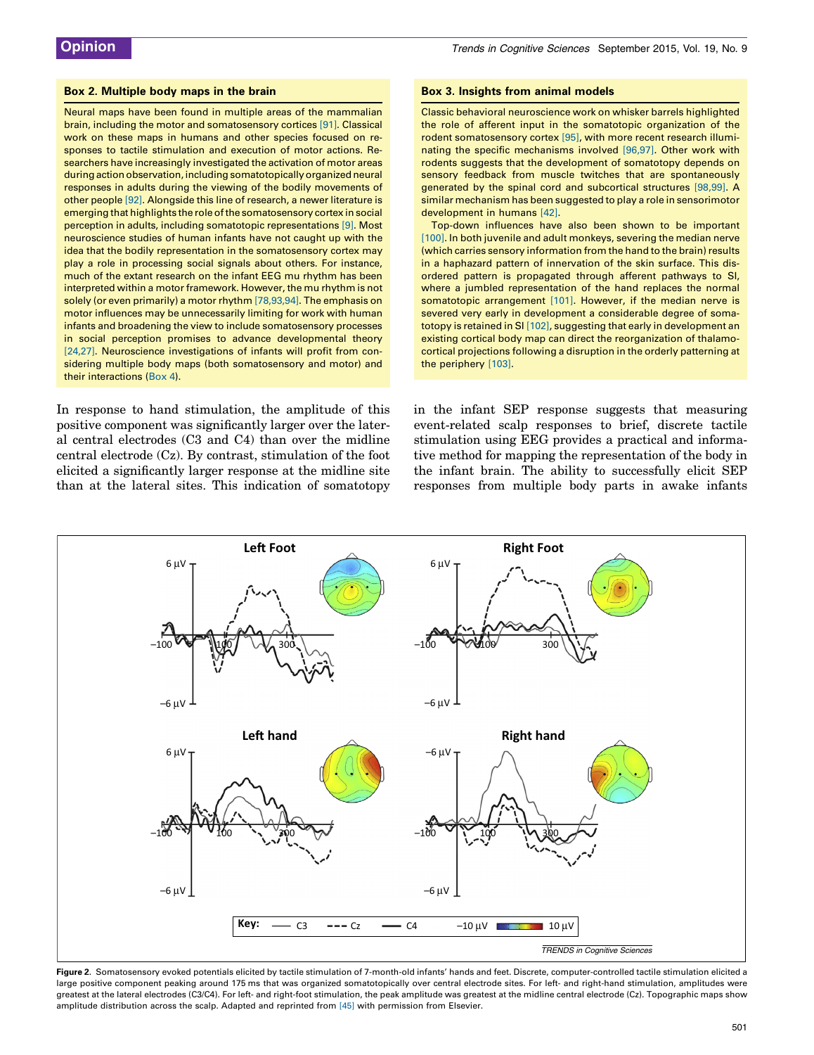## Box 2. Multiple body maps in the brain

Neural maps have been found in multiple areas of the mammalian brain, including the motor and somatosensory cortices [91]. Classical work on these maps in humans and other species focused on responses to tactile stimulation and execution of motor actions. Researchers have increasingly investigated the activation of motor areas during action observation, including somatotopically organized neural responses in adults during the viewing of the bodily movements of other people [92]. Alongside this line of research, a newer literature is emerging that highlights the role of the somatosensory cortex in social perception in adults, including somatotopic representations [9]. Most neuroscience studies of human infants have not caught up with the idea that the bodily representation in the somatosensory cortex may play a role in processing social signals about others. For instance, much of the extant research on the infant EEG mu rhythm has been interpreted within a motor framework. However, the mu rhythm is not solely (or even primarily) a motor rhythm [78,93,94]. The emphasis on motor influences may be unnecessarily limiting for work with human infants and broadening the view to include somatosensory processes in social perception promises to advance developmental theory [24,27]. Neuroscience investigations of infants will profit from considering multiple body maps (both somatosensory and motor) and their interactions (Box 4).

## Box 3. Insights from animal models

Classic behavioral neuroscience work on whisker barrels highlighted the role of afferent input in the somatotopic organization of the rodent somatosensory cortex [95], with more recent research illuminating the specific mechanisms involved [96,97]. Other work with rodents suggests that the development of somatotopy depends on sensory feedback from muscle twitches that are spontaneously generated by the spinal cord and subcortical structures [98,99]. A similar mechanism has been suggested to play a role in sensorimotor development in humans [42].

Top-down influences have also been shown to be important [100]. In both juvenile and adult monkeys, severing the median nerve (which carries sensory information from the hand to the brain) results in a haphazard pattern of innervation of the skin surface. This disordered pattern is propagated through afferent pathways to SI, where a jumbled representation of the hand replaces the normal somatotopic arrangement [101]. However, if the median nerve is severed very early in development a considerable degree of somatotopy is retained in SI [102], suggesting that early in development an existing cortical body map can direct the reorganization of thalamocortical projections following a disruption in the orderly patterning at the periphery [103].

In response to hand stimulation, the amplitude of this positive component was significantly larger over the lateral central electrodes (C3 and C4) than over the midline central electrode (Cz). By contrast, stimulation of the foot elicited a significantly larger response at the midline site than at the lateral sites. This indication of somatotopy in the infant SEP response suggests that measuring event-related scalp responses to brief, discrete tactile stimulation using EEG provides a practical and informative method for mapping the representation of the body in the infant brain. The ability to successfully elicit SEP responses from multiple body parts in awake infants

Figure 2. Somatosensory evoked potentials elicited by tactile stimulation of 7-month-old infants' hands and feet. Discrete, computer-controlled tactile stimulation elicited a large positive component peaking around 175 ms that was organized somatotopically over central electrode sites. For left- and right-hand stimulation, amplitudes were greatest at the lateral electrodes (C3/C4). For left- and right-foot stimulation, the peak amplitude was greatest at the midline central electrode (Cz). Topographic maps show amplitude distribution across the scalp. Adapted and reprinted from [45] with permission from Elsevier.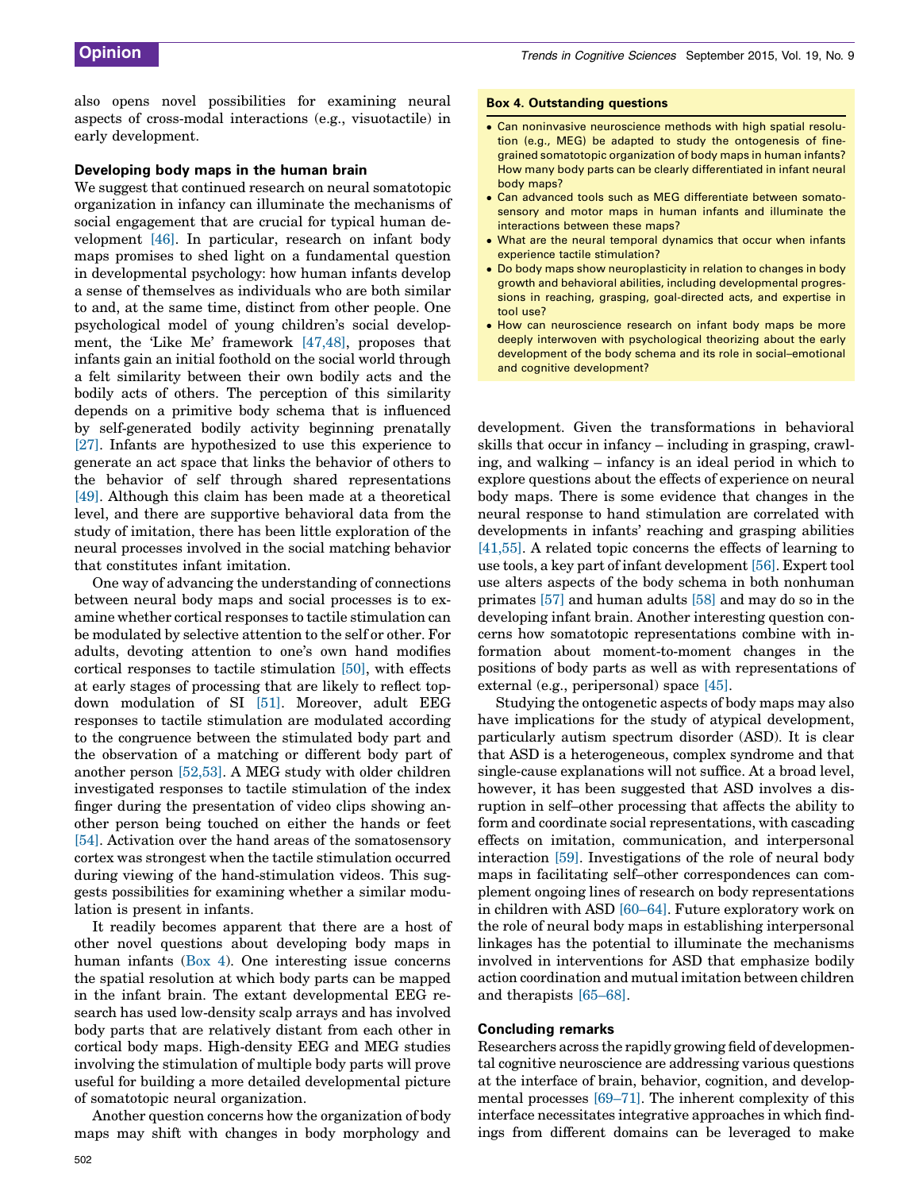also opens novel possibilities for examining neural aspects of cross-modal interactions (e.g., visuotactile) in early development.

### Developing body maps in the human brain

We suggest that continued research on neural somatotopic organization in infancy can illuminate the mechanisms of social engagement that are crucial for typical human development [46]. In particular, research on infant body maps promises to shed light on a fundamental question in developmental psychology: how human infants develop a sense of themselves as individuals who are both similar to and, at the same time, distinct from other people. One psychological model of young children's social development, the 'Like Me' framework [47,48], proposes that infants gain an initial foothold on the social world through a felt similarity between their own bodily acts and the bodily acts of others. The perception of this similarity depends on a primitive body schema that is influenced by self-generated bodily activity beginning prenatally [27]. Infants are hypothesized to use this experience to generate an act space that links the behavior of others to the behavior of self through shared representations [49]. Although this claim has been made at a theoretical level, and there are supportive behavioral data from the study of imitation, there has been little exploration of the neural processes involved in the social matching behavior that constitutes infant imitation.

One way of advancing the understanding of connections between neural body maps and social processes is to examine whether cortical responses to tactile stimulation can be modulated by selective attention to the self or other. For adults, devoting attention to one's own hand modifies cortical responses to tactile stimulation [50], with effects at early stages of processing that are likely to reflect top-down modulation of SI [51]. Moreover, adult EEG responses to tactile stimulation are modulated according to the congruence between the stimulated body part and the observation of a matching or different body part of another person [52,53]. A MEG study with older children investigated responses to tactile stimulation of the index finger during the presentation of video clips showing another person being touched on either the hands or feet [54]. Activation over the hand areas of the somatosensory cortex was strongest when the tactile stimulation occurred during viewing of the hand-stimulation videos. This suggests possibilities for examining whether a similar modulation is present in infants.

It readily becomes apparent that there are a host of other novel questions about developing body maps in human infants (Box 4). One interesting issue concerns the spatial resolution at which body parts can be mapped in the infant brain. The extant developmental EEG research has used low-density scalp arrays and has involved body parts that are relatively distant from each other in cortical body maps. High-density EEG and MEG studies involving the stimulation of multiple body parts will prove useful for building a more detailed developmental picture of somatotopic neural organization.

Another question concerns how the organization of body maps may shift with changes in body morphology and development. Given the transformations in behavioral skills that occur in infancy – including in grasping, crawling, and walking – infancy is an ideal period in which to explore questions about the effects of experience on neural body maps. There is some evidence that changes in the neural response to hand stimulation are correlated with developments in infants' reaching and grasping abilities [41,55]. A related topic concerns the effects of learning to use tools, a key part of infant development [56]. Expert tool use alters aspects of the body schema in both nonhuman primates [57] and human adults [58] and may do so in the developing infant brain. Another interesting question concerns how somatotopic representations combine with information about moment-to-moment changes in the positions of body parts as well as with representations of external (e.g., peripersonal) space [45].

Studying the ontogenetic aspects of body maps may also have implications for the study of atypical development, particularly autism spectrum disorder (ASD). It is clear that ASD is a heterogeneous, complex syndrome and that single-cause explanations will not suffice. At a broad level, however, it has been suggested that ASD involves a disruption in self–other processing that affects the ability to form and coordinate social representations, with cascading effects on imitation, communication, and interpersonal interaction [59]. Investigations of the role of neural body maps in facilitating self–other correspondences can complement ongoing lines of research on body representations in children with ASD [60–64]. Future exploratory work on the role of neural body maps in establishing interpersonal linkages has the potential to illuminate the mechanisms involved in interventions for ASD that emphasize bodily action coordination and mutual imitation between children and therapists [65–68].

> **Box 4. Outstanding questions**
>
> - Can noninvasive neuroscience methods with high spatial resolution (e.g., MEG) be adapted to study the ontogenesis of fine-grained somatotopic organization of body maps in human infants? How many body parts can be clearly differentiated in infant neural body maps?
> - Can advanced tools such as MEG differentiate between somatosensory and motor maps in human infants and illuminate the interactions between these maps?
> - What are the neural temporal dynamics that occur when infants experience tactile stimulation?
> - Do body maps show neuroplasticity in relation to changes in body growth and behavioral abilities, including developmental progressions in reaching, grasping, goal-directed acts, and expertise in tool use?
> - How can neuroscience research on infant body maps be more deeply interwoven with psychological theorizing about the early development of the body schema and its role in social–emotional and cognitive development?

### Concluding remarks

Researchers across the rapidly growing field of developmental cognitive neuroscience are addressing various questions at the interface of brain, behavior, cognition, and developmental processes [69–71]. The inherent complexity of this interface necessitates integrative approaches in which findings from different domains can be leveraged to make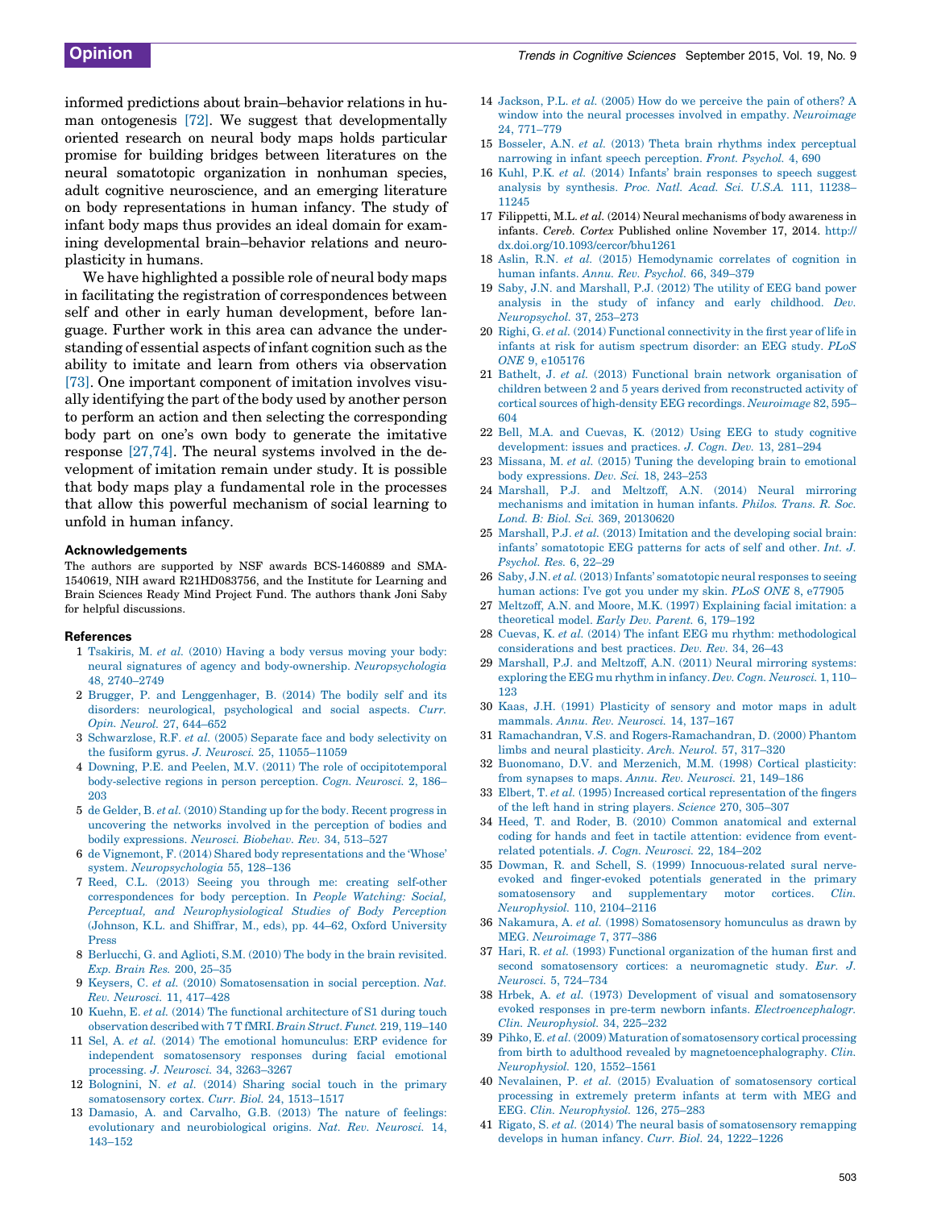informed predictions about brain–behavior relations in human ontogenesis [72]. We suggest that developmentally oriented research on neural body maps holds particular promise for building bridges between literatures on the neural somatotopic organization in nonhuman species, adult cognitive neuroscience, and an emerging literature on body representations in human infancy. The study of infant body maps thus provides an ideal domain for examining developmental brain–behavior relations and neuroplasticity in humans.

We have highlighted a possible role of neural body maps in facilitating the registration of correspondences between self and other in early human development, before language. Further work in this area can advance the understanding of essential aspects of infant cognition such as the ability to imitate and learn from others via observation [73]. One important component of imitation involves visually identifying the part of the body used by another person to perform an action and then selecting the corresponding body part on one's own body to generate the imitative response [27,74]. The neural systems involved in the development of imitation remain under study. It is possible that body maps play a fundamental role in the processes that allow this powerful mechanism of social learning to unfold in human infancy.

### Acknowledgements

The authors are supported by NSF awards BCS-1460889 and SMA-1540619, NIH award R21HD083756, and the Institute for Learning and Brain Sciences Ready Mind Project Fund. The authors thank Joni Saby for helpful discussions.

### References

1 Tsakiris, M. *et al.* (2010) Having a body versus moving your body: neural signatures of agency and body-ownership. *Neuropsychologia* 48, 2740–2749

2 Brugger, P. and Lenggenhager, B. (2014) The bodily self and its disorders: neurological, psychological and social aspects. *Curr. Opin. Neurol.* 27, 644–652

3 Schwarzlose, R.F. *et al.* (2005) Separate face and body selectivity on the fusiform gyrus. *J. Neurosci.* 25, 11055–11059

4 Downing, P.E. and Peelen, M.V. (2011) The role of occipitotemporal body-selective regions in person perception. *Cogn. Neurosci.* 2, 186–203

5 de Gelder, B. *et al.* (2010) Standing up for the body. Recent progress in uncovering the networks involved in the perception of bodies and bodily expressions. *Neurosci. Biobehav. Rev.* 34, 513–527

6 de Vignemont, F. (2014) Shared body representations and the 'Whose' system. *Neuropsychologia* 55, 128–136

7 Reed, C.L. (2013) Seeing you through me: creating self-other correspondences for body perception. In *People Watching: Social, Perceptual, and Neurophysiological Studies of Body Perception* (Johnson, K.L. and Shiffrar, M., eds), pp. 44–62, Oxford University Press

8 Berlucchi, G. and Aglioti, S.M. (2010) The body in the brain revisited. *Exp. Brain Res.* 200, 25–35

9 Keysers, C. *et al.* (2010) Somatosensation in social perception. *Nat. Rev. Neurosci.* 11, 417–428

10 Kuehn, E. *et al.* (2014) The functional architecture of S1 during touch observation described with 7 T fMRI. *Brain Struct. Funct.* 219, 119–140

11 Sel, A. *et al.* (2014) The emotional homunculus: ERP evidence for independent somatosensory responses during facial emotional processing. *J. Neurosci.* 34, 3263–3267

12 Bolognini, N. *et al.* (2014) Sharing social touch in the primary somatosensory cortex. *Curr. Biol.* 24, 1513–1517

13 Damasio, A. and Carvalho, G.B. (2013) The nature of feelings: evolutionary and neurobiological origins. *Nat. Rev. Neurosci.* 14, 143–152

14 Jackson, P.L. *et al.* (2005) How do we perceive the pain of others? A window into the neural processes involved in empathy. *Neuroimage* 24, 771–779

15 Bosseler, A.N. *et al.* (2013) Theta brain rhythms index perceptual narrowing in infant speech perception. *Front. Psychol.* 4, 690

16 Kuhl, P.K. *et al.* (2014) Infants' brain responses to speech suggest analysis by synthesis. *Proc. Natl. Acad. Sci. U.S.A.* 111, 11238–11245

17 Filippetti, M.L. *et al.* (2014) Neural mechanisms of body awareness in infants. *Cereb. Cortex* Published online November 17, 2014. http://dx.doi.org/10.1093/cercor/bhu1261

18 Aslin, R.N. *et al.* (2015) Hemodynamic correlates of cognition in human infants. *Annu. Rev. Psychol.* 66, 349–379

19 Saby, J.N. and Marshall, P.J. (2012) The utility of EEG band power analysis in the study of infancy and early childhood. *Dev. Neuropsychol.* 37, 253–273

20 Righi, G. *et al.* (2014) Functional connectivity in the first year of life in infants at risk for autism spectrum disorder: an EEG study. *PLoS ONE* 9, e105176

21 Bathelt, J. *et al.* (2013) Functional brain network organisation of children between 2 and 5 years derived from reconstructed activity of cortical sources of high-density EEG recordings. *Neuroimage* 82, 595–604

22 Bell, M.A. and Cuevas, K. (2012) Using EEG to study cognitive development: issues and practices. *J. Cogn. Dev.* 13, 281–294

23 Missana, M. *et al.* (2015) Tuning the developing brain to emotional body expressions. *Dev. Sci.* 18, 243–253

24 Marshall, P.J. and Meltzoff, A.N. (2014) Neural mirroring mechanisms and imitation in human infants. *Philos. Trans. R. Soc. Lond. B: Biol. Sci.* 369, 20130620

25 Marshall, P.J. *et al.* (2013) Imitation and the developing social brain: infants' somatotopic EEG patterns for acts of self and other. *Int. J. Psychol. Res.* 6, 22–29

26 Saby, J.N. *et al.* (2013) Infants' somatotopic neural responses to seeing human actions: I've got you under my skin. *PLoS ONE* 8, e77905

27 Meltzoff, A.N. and Moore, M.K. (1997) Explaining facial imitation: a theoretical model. *Early Dev. Parent.* 6, 179–192

28 Cuevas, K. *et al.* (2014) The infant EEG mu rhythm: methodological considerations and best practices. *Dev. Rev.* 34, 26–43

29 Marshall, P.J. and Meltzoff, A.N. (2011) Neural mirroring systems: exploring the EEG mu rhythm in infancy. *Dev. Cogn. Neurosci.* 1, 110–123

30 Kaas, J.H. (1991) Plasticity of sensory and motor maps in adult mammals. *Annu. Rev. Neurosci.* 14, 137–167

31 Ramachandran, V.S. and Rogers-Ramachandran, D. (2000) Phantom limbs and neural plasticity. *Arch. Neurol.* 57, 317–320

32 Buonomano, D.V. and Merzenich, M.M. (1998) Cortical plasticity: from synapses to maps. *Annu. Rev. Neurosci.* 21, 149–186

33 Elbert, T. *et al.* (1995) Increased cortical representation of the fingers of the left hand in string players. *Science* 270, 305–307

34 Heed, T. and Roder, B. (2010) Common anatomical and external coding for hands and feet in tactile attention: evidence from event-related potentials. *J. Cogn. Neurosci.* 22, 184–202

35 Dowman, R. and Schell, S. (1999) Innocuous-related sural nerve-evoked and finger-evoked potentials generated in the primary somatosensory and supplementary motor cortices. *Clin. Neurophysiol.* 110, 2104–2116

36 Nakamura, A. *et al.* (1998) Somatosensory homunculus as drawn by MEG. *Neuroimage* 7, 377–386

37 Hari, R. *et al.* (1993) Functional organization of the human first and second somatosensory cortices: a neuromagnetic study. *Eur. J. Neurosci.* 5, 724–734

38 Hrbek, A. *et al.* (1973) Development of visual and somatosensory evoked responses in pre-term newborn infants. *Electroencephalogr. Clin. Neurophysiol.* 34, 225–232

39 Pihko, E. *et al.* (2009) Maturation of somatosensory cortical processing from birth to adulthood revealed by magnetoencephalography. *Clin. Neurophysiol.* 120, 1552–1561

40 Nevalainen, P. *et al.* (2015) Evaluation of somatosensory cortical processing in extremely preterm infants at term with MEG and EEG. *Clin. Neurophysiol.* 126, 275–283

41 Rigato, S. *et al.* (2014) The neural basis of somatosensory remapping develops in human infancy. *Curr. Biol.* 24, 1222–1226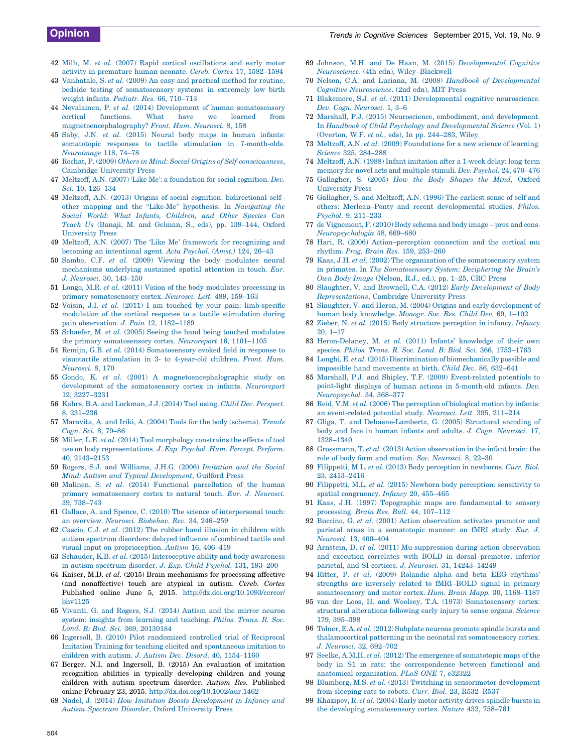42 Milh, M. *et al.* (2007) Rapid cortical oscillations and early motor activity in premature human neonate. *Cereb. Cortex* 17, 1582–1594

43 Vanhatalo, S. *et al.* (2009) An easy and practical method for routine, bedside testing of somatosensory systems in extremely low birth weight infants. *Pediatr. Res.* 66, 710–713

44 Nevalainen, P. *et al.* (2014) Development of human somatosensory cortical functions. What have we learned from magnetoencephalography? *Front. Hum. Neurosci.* 8, 158

45 Saby, J.N. *et al.* (2015) Neural body maps in human infants: somatotopic responses to tactile stimulation in 7-month-olds. *Neuroimage* 118, 74–78

46 Rochat, P. (2009) *Others in Mind: Social Origins of Self-consciousness*, Cambridge University Press

47 Meltzoff, A.N. (2007) 'Like Me': a foundation for social cognition. *Dev. Sci.* 10, 126–134

48 Meltzoff, A.N. (2013) Origins of social cognition: bidirectional self–other mapping and the "Like-Me" hypothesis. In *Navigating the Social World: What Infants, Children, and Other Species Can Teach Us* (Banaji, M. and Gelman, S., eds), pp. 139–144, Oxford University Press

49 Meltzoff, A.N. (2007) The 'Like Me' framework for recognizing and becoming an intentional agent. *Acta Psychol. (Amst.)* 124, 26–43

50 Sambo, C.F. *et al.* (2009) Viewing the body modulates neural mechanisms underlying sustained spatial attention in touch. *Eur. J. Neurosci.* 30, 143–150

51 Longo, M.R. *et al.* (2011) Vision of the body modulates processing in primary somatosensory cortex. *Neurosci. Lett.* 489, 159–163

52 Voisin, J.I. *et al.* (2011) I am touched by your pain: limb-specific modulation of the cortical response to a tactile stimulation during pain observation. *J. Pain* 12, 1182–1189

53 Schaefer, M. *et al.* (2005) Seeing the hand being touched modulates the primary somatosensory cortex. *Neuroreport* 16, 1101–1105

54 Remijn, G.B. *et al.* (2014) Somatosensory evoked field in response to visuotactile stimulation in 3- to 4-year-old children. *Front. Hum. Neurosci.* 8, 170

55 Gondo, K. *et al.* (2001) A magnetoencephalographic study on development of the somatosensory cortex in infants. *Neuroreport* 12, 3227–3231

56 Kahrs, B.A. and Lockman, J.J. (2014) Tool using. *Child Dev. Perspect.* 8, 231–236

57 Maravita, A. and Iriki, A. (2004) Tools for the body (schema). *Trends Cogn. Sci.* 8, 79–86

58 Miller, L.E. *et al.* (2014) Tool morphology constrains the effects of tool use on body representations. *J. Exp. Psychol. Hum. Percept. Perform.* 40, 2143–2153

59 Rogers, S.J. and Williams, J.H.G. (2006) *Imitation and the Social Mind: Autism and Typical Development*, Guilford Press

60 Malinen, S. *et al.* (2014) Functional parcellation of the human primary somatosensory cortex to natural touch. *Eur. J. Neurosci.* 39, 738–743

61 Gallace, A. and Spence, C. (2010) The science of interpersonal touch: an overview. *Neurosci. Biobehav. Rev.* 34, 246–259

62 Cascio, C.J. *et al.* (2012) The rubber hand illusion in children with autism spectrum disorders: delayed influence of combined tactile and visual input on proprioception. *Autism* 16, 406–419

63 Schauder, K.B. *et al.* (2015) Interoceptive ability and body awareness in autism spectrum disorder. *J. Exp. Child Psychol.* 131, 193–200

64 Kaiser, M.D. *et al.* (2015) Brain mechanisms for processing affective (and nonaffective) touch are atypical in autism. *Cereb. Cortex* Published online June 5, 2015. http://dx.doi.org/10.1093/cercor/bhv1125

65 Vivanti, G. and Rogers, S.J. (2014) Autism and the mirror neuron system: insights from learning and teaching. *Philos. Trans. R. Soc. Lond. B: Biol. Sci.* 369, 20130184

66 Ingersoll, B. (2010) Pilot randomized controlled trial of Reciprocal Imitation Training for teaching elicited and spontaneous imitation to children with autism. *J. Autism Dev. Disord.* 40, 1154–1160

67 Berger, N.I. and Ingersoll, B. (2015) An evaluation of imitation recognition abilities in typically developing children and young children with autism spectrum disorder. *Autism Res.* Published online February 23, 2015. http://dx.doi.org/10.1002/aur.1462

68 Nadel, J. (2014) *How Imitation Boosts Development in Infancy and Autism Spectrum Disorder*, Oxford University Press

69 Johnson, M.H. and De Haan, M. (2015) *Developmental Cognitive Neuroscience*. (4th edn), Wiley–Blackwell

70 Nelson, C.A. and Luciana, M. (2008) *Handbook of Developmental Cognitive Neuroscience*. (2nd edn), MIT Press

71 Blakemore, S.J. *et al.* (2011) Developmental cognitive neuroscience. *Dev. Cogn. Neurosci.* 1, 3–6

72 Marshall, P.J. (2015) Neuroscience, embodiment, and development. In *Handbook of Child Psychology and Developmental Science* (Vol. 1) (Overton, W.F. *et al.*, eds), In pp. 244–283, Wiley

73 Meltzoff, A.N. *et al.* (2009) Foundations for a new science of learning. *Science* 325, 284–288

74 Meltzoff, A.N. (1988) Infant imitation after a 1-week delay: long-term memory for novel acts and multiple stimuli. *Dev. Psychol.* 24, 470–476

75 Gallagher, S. (2005) *How the Body Shapes the Mind*, Oxford University Press

76 Gallagher, S. and Meltzoff, A.N. (1996) The earliest sense of self and others: Merleau–Ponty and recent developmental studies. *Philos. Psychol.* 9, 211–233

77 de Vignemont, F. (2010) Body schema and body image – pros and cons. *Neuropsychologia* 48, 669–680

78 Hari, R. (2006) Action–perception connection and the cortical mu rhythm. *Prog. Brain Res.* 159, 253–260

79 Kaas, J.H. *et al.* (2002) The organization of the somatosensory system in primates. In *The Somatosensory System: Deciphering the Brain's Own Body Image* (Nelson, R.J., ed.), pp. 1–25, CRC Press

80 Slaughter, V. and Brownell, C.A. (2012) *Early Development of Body Representations*, Cambridge University Press

81 Slaughter, V. and Heron, M. (2004) Origins and early development of human body knowledge. *Monogr. Soc. Res. Child Dev.* 69, 1–102

82 Zieber, N. *et al.* (2015) Body structure perception in infancy. *Infancy* 20, 1–17

83 Heron-Delaney, M. *et al.* (2011) Infants' knowledge of their own species. *Philos. Trans. R. Soc. Lond. B: Biol. Sci.* 366, 1753–1763

84 Longhi, E. *et al.* (2015) Discrimination of biomechanically possible and impossible hand movements at birth. *Child Dev.* 86, 632–641

85 Marshall, P.J. and Shipley, T.F. (2009) Event-related potentials to point-light displays of human actions in 5-month-old infants. *Dev. Neuropsychol.* 34, 368–377

86 Reid, V.M. *et al.* (2006) The perception of biological motion by infants: an event-related potential study. *Neurosci. Lett.* 395, 211–214

87 Gliga, T. and Dehaene-Lambertz, G. (2005) Structural encoding of body and face in human infants and adults. *J. Cogn. Neurosci.* 17, 1328–1340

88 Grossmann, T. *et al.* (2013) Action observation in the infant brain: the role of body form and motion. *Soc. Neurosci.* 8, 22–30

89 Filippetti, M.L. *et al.* (2013) Body perception in newborns. *Curr. Biol.* 23, 2413–2416

90 Filippetti, M.L. *et al.* (2015) Newborn body perception: sensitivity to spatial congruency. *Infancy* 20, 455–465

91 Kaas, J.H. (1997) Topographic maps are fundamental to sensory processing. *Brain Res. Bull.* 44, 107–112

92 Buccino, G. *et al.* (2001) Action observation activates premotor and parietal areas in a somatotopic manner: an fMRI study. *Eur. J. Neurosci.* 13, 400–404

93 Arnstein, D. *et al.* (2011) Mu-suppression during action observation and execution correlates with BOLD in dorsal premotor, inferior parietal, and SI cortices. *J. Neurosci.* 31, 14243–14249

94 Ritter, P. *et al.* (2009) Rolandic alpha and beta EEG rhythms' strengths are inversely related to fMRI–BOLD signal in primary somatosensory and motor cortex. *Hum. Brain Mapp.* 30, 1168–1187

95 van der Loos, H. and Woolsey, T.A. (1973) Somatosensory cortex: structural alterations following early injury to sense organs. *Science* 179, 395–398

96 Tolner, E.A. *et al.* (2012) Subplate neurons promote spindle bursts and thalamocortical patterning in the neonatal rat somatosensory cortex. *J. Neurosci.* 32, 692–702

97 Seelke, A.M.H. *et al.* (2012) The emergence of somatotopic maps of the body in S1 in rats: the correspondence between functional and anatomical organization. *PLoS ONE* 7, e32322

98 Blumberg, M.S. *et al.* (2013) Twitching in sensorimotor development from sleeping rats to robots. *Curr. Biol.* 23, R532–R537

99 Khazipov, R. *et al.* (2004) Early motor activity drives spindle bursts in the developing somatosensory cortex. *Nature* 432, 758–761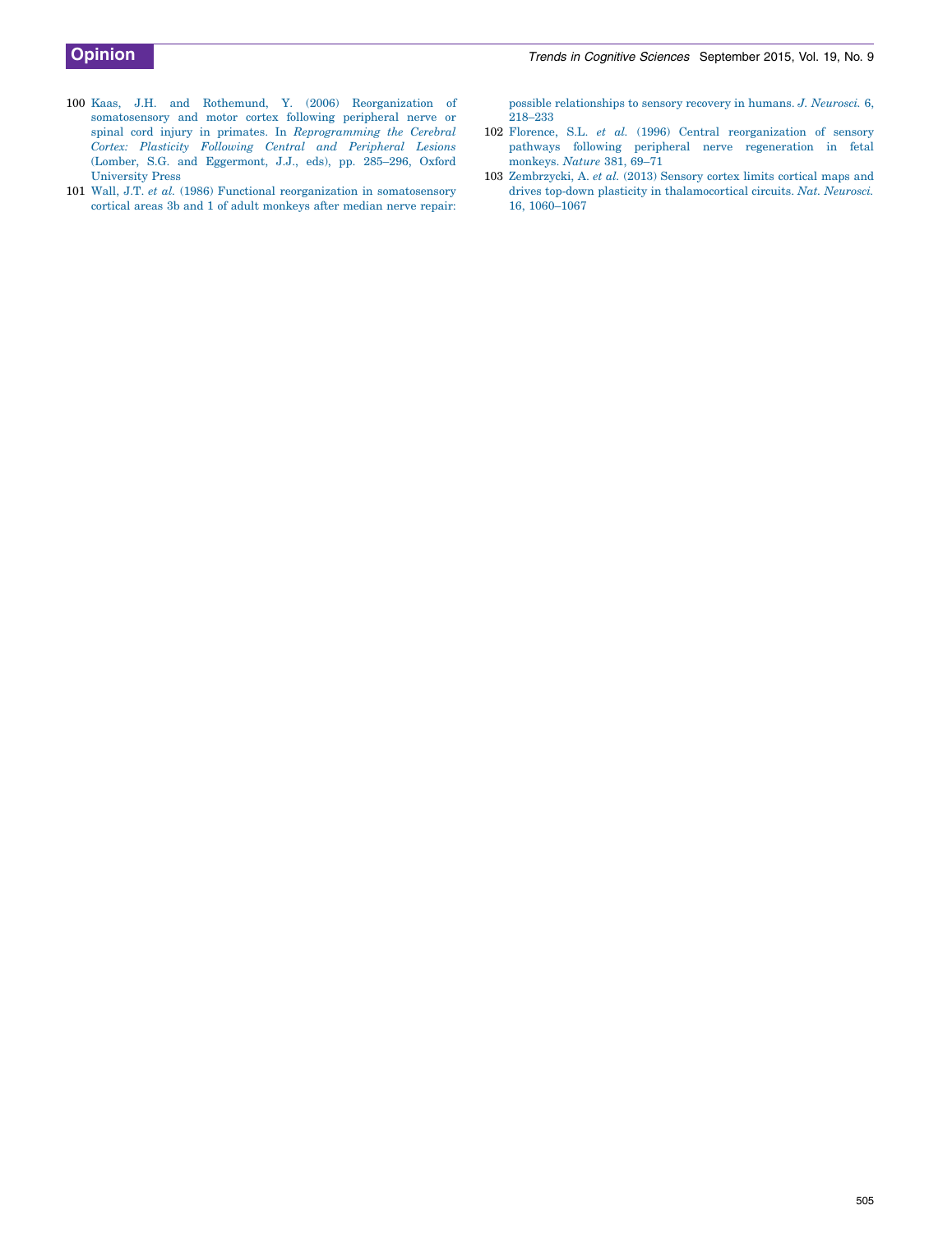100 Kaas, J.H. and Rothemund, Y. (2006) Reorganization of somatosensory and motor cortex following peripheral nerve or spinal cord injury in primates. In *Reprogramming the Cerebral Cortex: Plasticity Following Central and Peripheral Lesions* (Lomber, S.G. and Eggermont, J.J., eds), pp. 285–296, Oxford University Press

101 Wall, J.T. *et al.* (1986) Functional reorganization in somatosensory cortical areas 3b and 1 of adult monkeys after median nerve repair: possible relationships to sensory recovery in humans. *J. Neurosci.* 6, 218–233

102 Florence, S.L. *et al.* (1996) Central reorganization of sensory pathways following peripheral nerve regeneration in fetal monkeys. *Nature* 381, 69–71

103 Zembrzycki, A. *et al.* (2013) Sensory cortex limits cortical maps and drives top-down plasticity in thalamocortical circuits. *Nat. Neurosci.* 16, 1060–1067